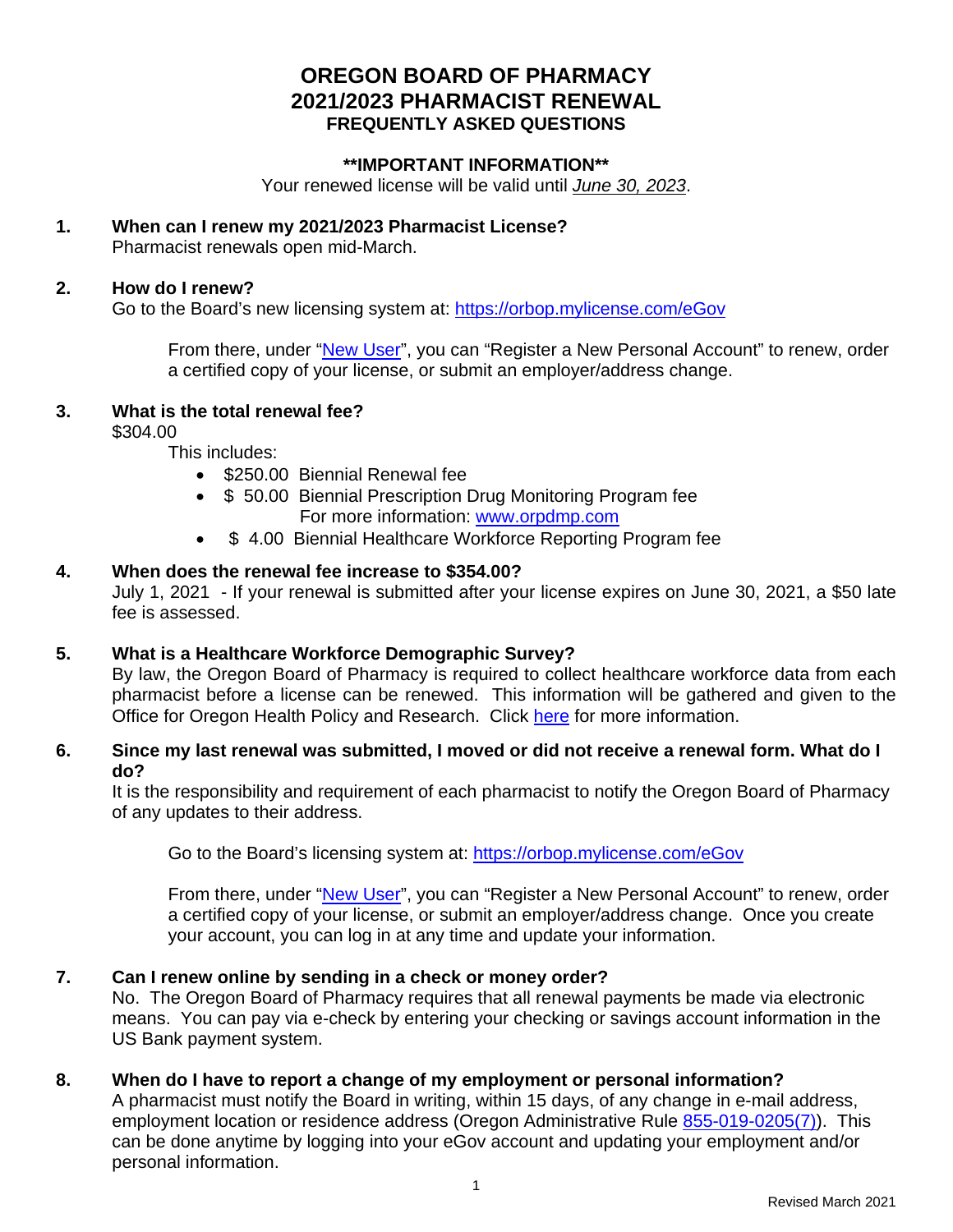# OREGON BOARD OF PHARMACY
# 2021/2023 PHARMACIST RENEWAL
## FREQUENTLY ASKED QUESTIONS

**\*\*IMPORTANT INFORMATION\*\***

Your renewed license will be valid until *June 30, 2023*.

**1. When can I renew my 2021/2023 Pharmacist License?**

Pharmacist renewals open mid-March.

**2. How do I renew?**

Go to the Board's new licensing system at: [https://orbop.mylicense.com/eGov](https://orbop.mylicense.com/eGov)

From there, under "New User", you can "Register a New Personal Account" to renew, order a certified copy of your license, or submit an employer/address change.

**3. What is the total renewal fee?**

$304.00

This includes:

- $250.00 Biennial Renewal fee
- $ 50.00 Biennial Prescription Drug Monitoring Program fee
  For more information: [www.orpdmp.com](www.orpdmp.com)
- $ 4.00 Biennial Healthcare Workforce Reporting Program fee

**4. When does the renewal fee increase to $354.00?**

July 1, 2021 - If your renewal is submitted after your license expires on June 30, 2021, a $50 late fee is assessed.

**5. What is a Healthcare Workforce Demographic Survey?**

By law, the Oregon Board of Pharmacy is required to collect healthcare workforce data from each pharmacist before a license can be renewed. This information will be gathered and given to the Office for Oregon Health Policy and Research. Click here for more information.

**6. Since my last renewal was submitted, I moved or did not receive a renewal form. What do I do?**

It is the responsibility and requirement of each pharmacist to notify the Oregon Board of Pharmacy of any updates to their address.

Go to the Board's licensing system at: [https://orbop.mylicense.com/eGov](https://orbop.mylicense.com/eGov)

From there, under "New User", you can "Register a New Personal Account" to renew, order a certified copy of your license, or submit an employer/address change. Once you create your account, you can log in at any time and update your information.

**7. Can I renew online by sending in a check or money order?**

No. The Oregon Board of Pharmacy requires that all renewal payments be made via electronic means. You can pay via e-check by entering your checking or savings account information in the US Bank payment system.

**8. When do I have to report a change of my employment or personal information?**

A pharmacist must notify the Board in writing, within 15 days, of any change in e-mail address, employment location or residence address (Oregon Administrative Rule 855-019-0205(7)). This can be done anytime by logging into your eGov account and updating your employment and/or personal information.

Revised March 2021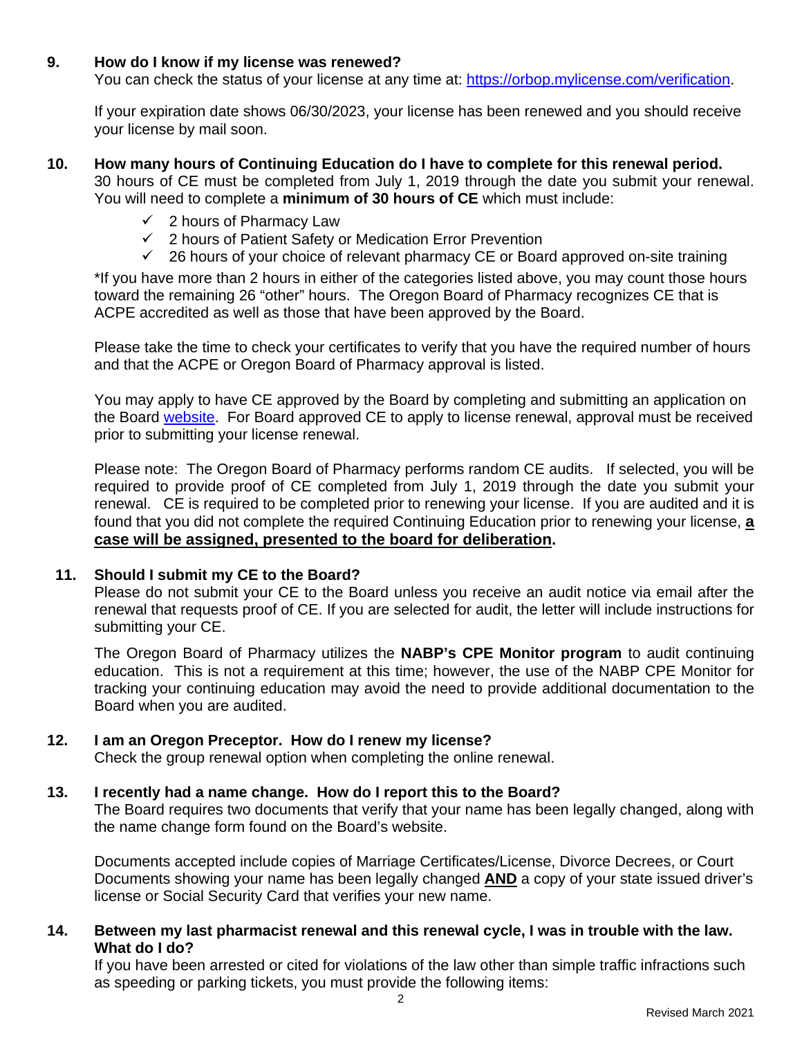**9. How do I know if my license was renewed?**

You can check the status of your license at any time at: [https://orbop.mylicense.com/verification](https://orbop.mylicense.com/verification).

If your expiration date shows 06/30/2023, your license has been renewed and you should receive your license by mail soon.

**10. How many hours of Continuing Education do I have to complete for this renewal period.**

30 hours of CE must be completed from July 1, 2019 through the date you submit your renewal. You will need to complete a **minimum of 30 hours of CE** which must include:

- ✓ 2 hours of Pharmacy Law
- ✓ 2 hours of Patient Safety or Medication Error Prevention
- ✓ 26 hours of your choice of relevant pharmacy CE or Board approved on-site training

*If you have more than 2 hours in either of the categories listed above, you may count those hours toward the remaining 26 "other" hours. The Oregon Board of Pharmacy recognizes CE that is ACPE accredited as well as those that have been approved by the Board.

Please take the time to check your certificates to verify that you have the required number of hours and that the ACPE or Oregon Board of Pharmacy approval is listed.

You may apply to have CE approved by the Board by completing and submitting an application on the Board website. For Board approved CE to apply to license renewal, approval must be received prior to submitting your license renewal.

Please note: The Oregon Board of Pharmacy performs random CE audits. If selected, you will be required to provide proof of CE completed from July 1, 2019 through the date you submit your renewal. CE is required to be completed prior to renewing your license. If you are audited and it is found that you did not complete the required Continuing Education prior to renewing your license, **<u>a case will be assigned, presented to the board for deliberation</u>.**

**11. Should I submit my CE to the Board?**

Please do not submit your CE to the Board unless you receive an audit notice via email after the renewal that requests proof of CE. If you are selected for audit, the letter will include instructions for submitting your CE.

The Oregon Board of Pharmacy utilizes the **NABP's CPE Monitor program** to audit continuing education. This is not a requirement at this time; however, the use of the NABP CPE Monitor for tracking your continuing education may avoid the need to provide additional documentation to the Board when you are audited.

**12. I am an Oregon Preceptor. How do I renew my license?**

Check the group renewal option when completing the online renewal.

**13. I recently had a name change. How do I report this to the Board?**

The Board requires two documents that verify that your name has been legally changed, along with the name change form found on the Board's website.

Documents accepted include copies of Marriage Certificates/License, Divorce Decrees, or Court Documents showing your name has been legally changed **<u>AND</u>** a copy of your state issued driver's license or Social Security Card that verifies your new name.

**14. Between my last pharmacist renewal and this renewal cycle, I was in trouble with the law. What do I do?**

If you have been arrested or cited for violations of the law other than simple traffic infractions such as speeding or parking tickets, you must provide the following items: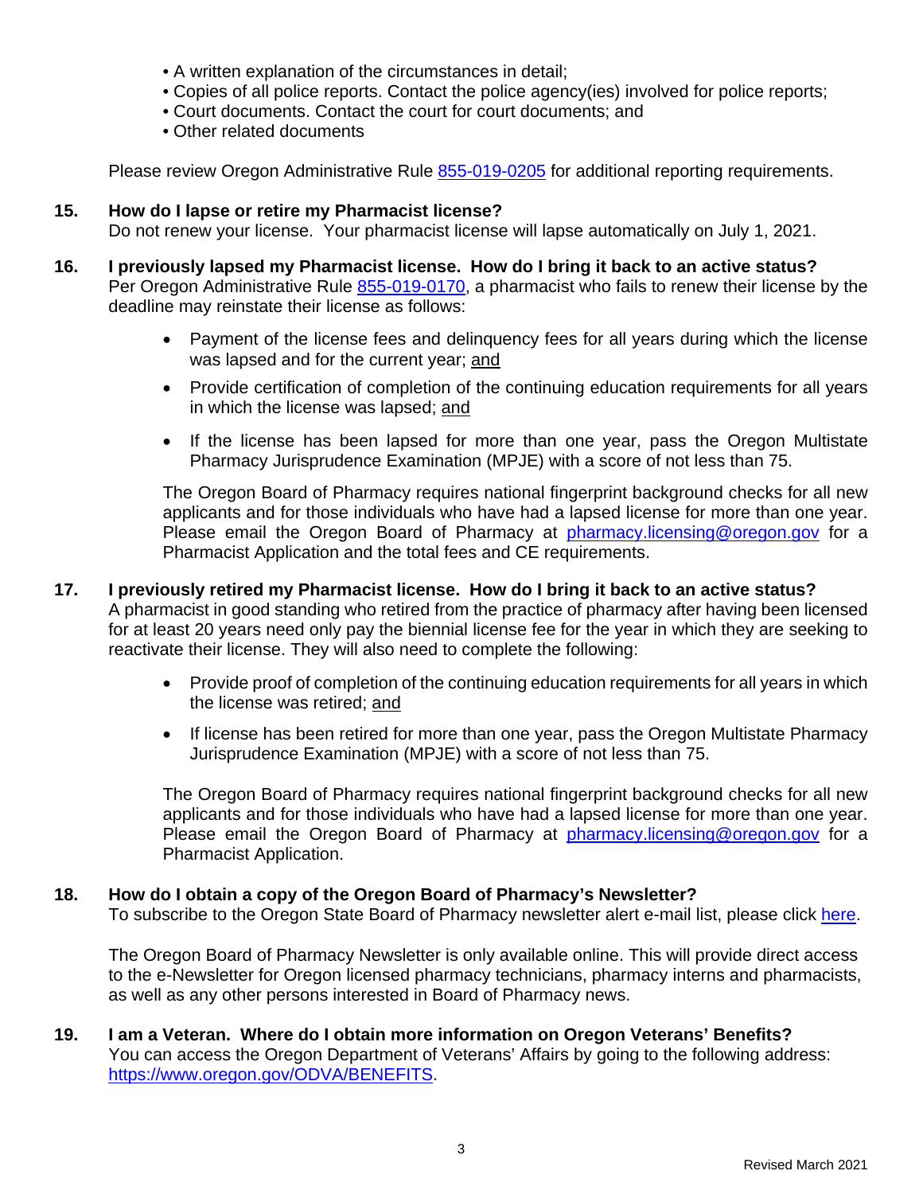- A written explanation of the circumstances in detail;
- Copies of all police reports. Contact the police agency(ies) involved for police reports;
- Court documents. Contact the court for court documents; and
- Other related documents

Please review Oregon Administrative Rule [855-019-0205](855-019-0205) for additional reporting requirements.

**15. How do I lapse or retire my Pharmacist license?**

Do not renew your license. Your pharmacist license will lapse automatically on July 1, 2021.

**16. I previously lapsed my Pharmacist license. How do I bring it back to an active status?**

Per Oregon Administrative Rule 855-019-0170, a pharmacist who fails to renew their license by the deadline may reinstate their license as follows:

- Payment of the license fees and delinquency fees for all years during which the license was lapsed and for the current year; <u>and</u>
- Provide certification of completion of the continuing education requirements for all years in which the license was lapsed; <u>and</u>
- If the license has been lapsed for more than one year, pass the Oregon Multistate Pharmacy Jurisprudence Examination (MPJE) with a score of not less than 75.

The Oregon Board of Pharmacy requires national fingerprint background checks for all new applicants and for those individuals who have had a lapsed license for more than one year. Please email the Oregon Board of Pharmacy at pharmacy.licensing@oregon.gov for a Pharmacist Application and the total fees and CE requirements.

**17. I previously retired my Pharmacist license. How do I bring it back to an active status?**

A pharmacist in good standing who retired from the practice of pharmacy after having been licensed for at least 20 years need only pay the biennial license fee for the year in which they are seeking to reactivate their license. They will also need to complete the following:

- Provide proof of completion of the continuing education requirements for all years in which the license was retired; <u>and</u>
- If license has been retired for more than one year, pass the Oregon Multistate Pharmacy Jurisprudence Examination (MPJE) with a score of not less than 75.

The Oregon Board of Pharmacy requires national fingerprint background checks for all new applicants and for those individuals who have had a lapsed license for more than one year. Please email the Oregon Board of Pharmacy at pharmacy.licensing@oregon.gov for a Pharmacist Application.

**18. How do I obtain a copy of the Oregon Board of Pharmacy's Newsletter?**

To subscribe to the Oregon State Board of Pharmacy newsletter alert e-mail list, please click here.

The Oregon Board of Pharmacy Newsletter is only available online. This will provide direct access to the e-Newsletter for Oregon licensed pharmacy technicians, pharmacy interns and pharmacists, as well as any other persons interested in Board of Pharmacy news.

**19. I am a Veteran. Where do I obtain more information on Oregon Veterans' Benefits?**

You can access the Oregon Department of Veterans' Affairs by going to the following address: https://www.oregon.gov/ODVA/BENEFITS.

Revised March 2021